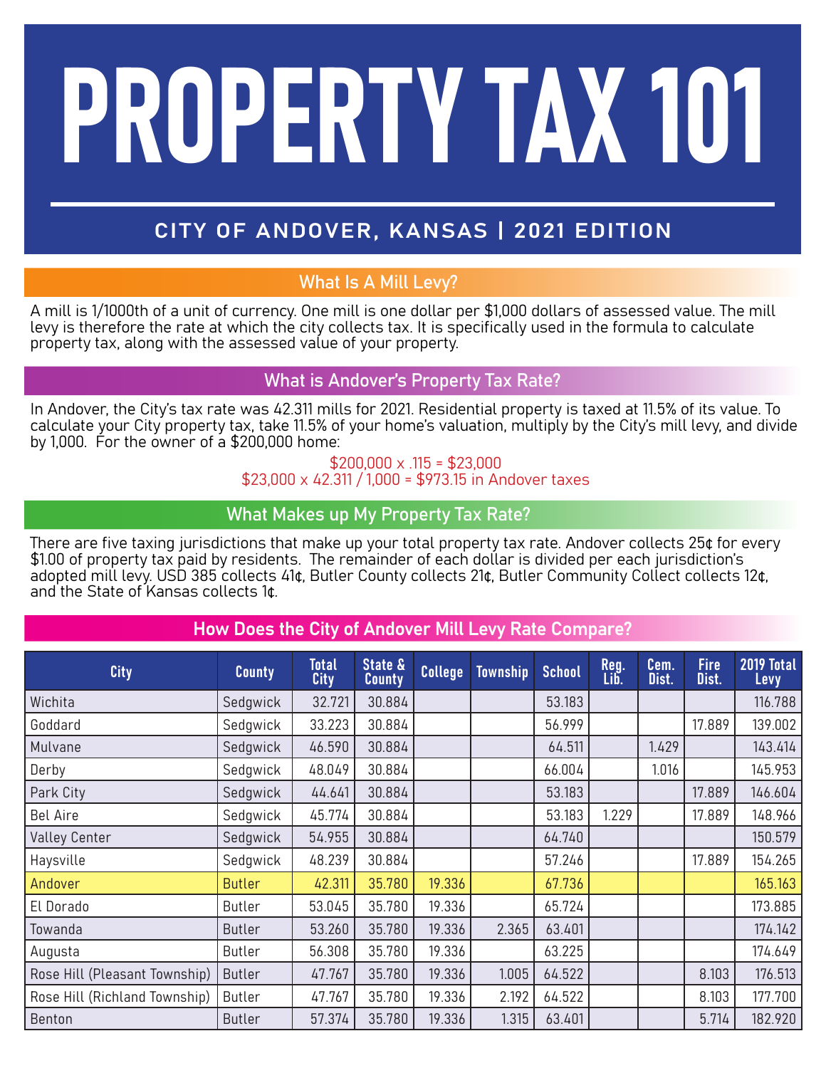# PROPERTY TAX 101

## CITY OF ANDOVER, KANSAS | 2021 EDITION

## What Is A Mill Levy?

A mill is 1/1000th of a unit of currency. One mill is one dollar per $1,000 dollars of assessed value. The mill levy is therefore the rate at which the city collects tax. It is specifically used in the formula to calculate property tax, along with the assessed value of your property.

## What is Andover's Property Tax Rate?

In Andover, the City's tax rate was 42.311 mills for 2021. Residential property is taxed at 11.5% of its value. To calculate your City property tax, take 11.5% of your home's valuation, multiply by the City's mill levy, and divide by 1,000. For the owner of a $200,000 home:

$200,000 x .115 = $23,000
$23,000 x 42.311 / 1,000 = $973.15 in Andover taxes

## What Makes up My Property Tax Rate?

There are five taxing jurisdictions that make up your total property tax rate. Andover collects 25¢ for every $1.00 of property tax paid by residents. The remainder of each dollar is divided per each jurisdiction's adopted mill levy. USD 385 collects 41¢, Butler County collects 21¢, Butler Community Collect collects 12¢, and the State of Kansas collects 1¢.

## How Does the City of Andover Mill Levy Rate Compare?

| City | County | Total City | State & County | College | Township | School | Reg. Lib. | Cem. Dist. | Fire Dist. | 2019 Total Levy |
|---|---|---|---|---|---|---|---|---|---|---|
| Wichita | Sedgwick | 32.721 | 30.884 | | | 53.183 | | | | 116.788 |
| Goddard | Sedgwick | 33.223 | 30.884 | | | 56.999 | | | 17.889 | 139.002 |
| Mulvane | Sedgwick | 46.590 | 30.884 | | | 64.511 | | 1.429 | | 143.414 |
| Derby | Sedgwick | 48.049 | 30.884 | | | 66.004 | | 1.016 | | 145.953 |
| Park City | Sedgwick | 44.641 | 30.884 | | | 53.183 | | | 17.889 | 146.604 |
| Bel Aire | Sedgwick | 45.774 | 30.884 | | | 53.183 | 1.229 | | 17.889 | 148.966 |
| Valley Center | Sedgwick | 54.955 | 30.884 | | | 64.740 | | | | 150.579 |
| Haysville | Sedgwick | 48.239 | 30.884 | | | 57.246 | | | 17.889 | 154.265 |
| Andover | Butler | 42.311 | 35.780 | 19.336 | | 67.736 | | | | 165.163 |
| El Dorado | Butler | 53.045 | 35.780 | 19.336 | | 65.724 | | | | 173.885 |
| Towanda | Butler | 53.260 | 35.780 | 19.336 | 2.365 | 63.401 | | | | 174.142 |
| Augusta | Butler | 56.308 | 35.780 | 19.336 | | 63.225 | | | | 174.649 |
| Rose Hill (Pleasant Township) | Butler | 47.767 | 35.780 | 19.336 | 1.005 | 64.522 | | | 8.103 | 176.513 |
| Rose Hill (Richland Township) | Butler | 47.767 | 35.780 | 19.336 | 2.192 | 64.522 | | | 8.103 | 177.700 |
| Benton | Butler | 57.374 | 35.780 | 19.336 | 1.315 | 63.401 | | | 5.714 | 182.920 |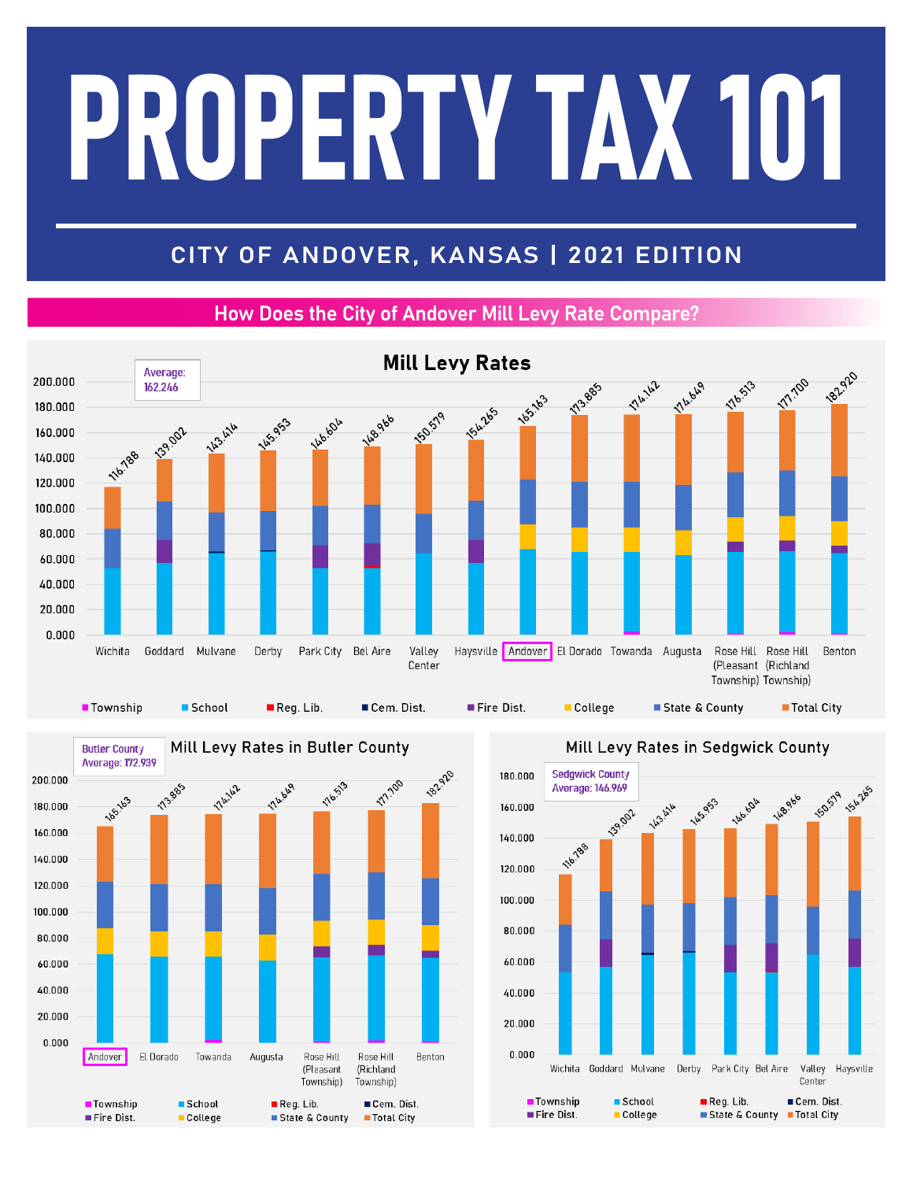# PROPERTY TAX 101

## CITY OF ANDOVER, KANSAS | 2021 EDITION

## How Does the City of Andover Mill Levy Rate Compare?

### Mill Levy Rates

Average: 162.246

116.788
139.002
143.414
145.953
146.604
148.966
150.579
154.265
165.163
173.885
174.142
174.649
176.513
177.700
182.920

Wichita
Goddard
Mulvane
Derby
Park City
Bel Aire
Valley Center
Haysville
Andover
El Dorado
Towanda
Augusta
Rose Hill (Pleasant Township)
Rose Hill (Richland Township)
Benton

200.000
180.000
160.000
140.000
120.000
100.000
80.000
60.000
40.000
20.000
0.000

Township
School
Reg. Lib.
Cem. Dist.
Fire Dist.
College
State & County
Total City

### Mill Levy Rates in Butler County

Butler County Average: 172.939

165.163
173.885
174.142
174.649
176.513
177.700
182.920

Andover
El Dorado
Towanda
Augusta
Rose Hill (Pleasant Township)
Rose Hill (Richland Township)
Benton

200.000
180.000
160.000
140.000
120.000
100.000
80.000
60.000
40.000
20.000
0.000

Township
School
Reg. Lib.
Cem. Dist.
Fire Dist.
College
State & County
Total City

### Mill Levy Rates in Sedgwick County

Sedgwick County Average: 146.969

116.788
139.002
143.414
145.953
146.604
148.966
150.579
154.265

Wichita
Goddard
Mulvane
Derby
Park City
Bel Aire
Valley Center
Haysville

180.000
160.000
140.000
120.000
100.000
80.000
60.000
40.000
20.000
0.000

Township
School
Reg. Lib.
Cem. Dist.
Fire Dist.
College
State & County
Total City